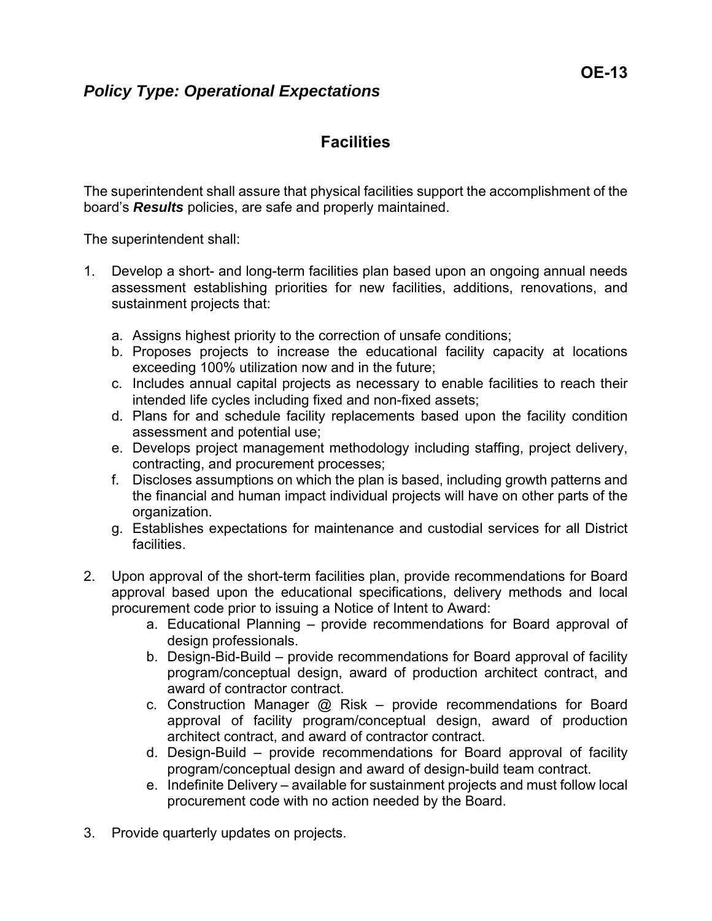**OE-13**

***Policy Type: Operational Expectations***

## Facilities

The superintendent shall assure that physical facilities support the accomplishment of the board's ***Results*** policies, are safe and properly maintained.

The superintendent shall:

1. Develop a short- and long-term facilities plan based upon an ongoing annual needs assessment establishing priorities for new facilities, additions, renovations, and sustainment projects that:

   a. Assigns highest priority to the correction of unsafe conditions;
   b. Proposes projects to increase the educational facility capacity at locations exceeding 100% utilization now and in the future;
   c. Includes annual capital projects as necessary to enable facilities to reach their intended life cycles including fixed and non-fixed assets;
   d. Plans for and schedule facility replacements based upon the facility condition assessment and potential use;
   e. Develops project management methodology including staffing, project delivery, contracting, and procurement processes;
   f. Discloses assumptions on which the plan is based, including growth patterns and the financial and human impact individual projects will have on other parts of the organization.
   g. Establishes expectations for maintenance and custodial services for all District facilities.

2. Upon approval of the short-term facilities plan, provide recommendations for Board approval based upon the educational specifications, delivery methods and local procurement code prior to issuing a Notice of Intent to Award:
   a. Educational Planning – provide recommendations for Board approval of design professionals.
   b. Design-Bid-Build – provide recommendations for Board approval of facility program/conceptual design, award of production architect contract, and award of contractor contract.
   c. Construction Manager @ Risk – provide recommendations for Board approval of facility program/conceptual design, award of production architect contract, and award of contractor contract.
   d. Design-Build – provide recommendations for Board approval of facility program/conceptual design and award of design-build team contract.
   e. Indefinite Delivery – available for sustainment projects and must follow local procurement code with no action needed by the Board.

3. Provide quarterly updates on projects.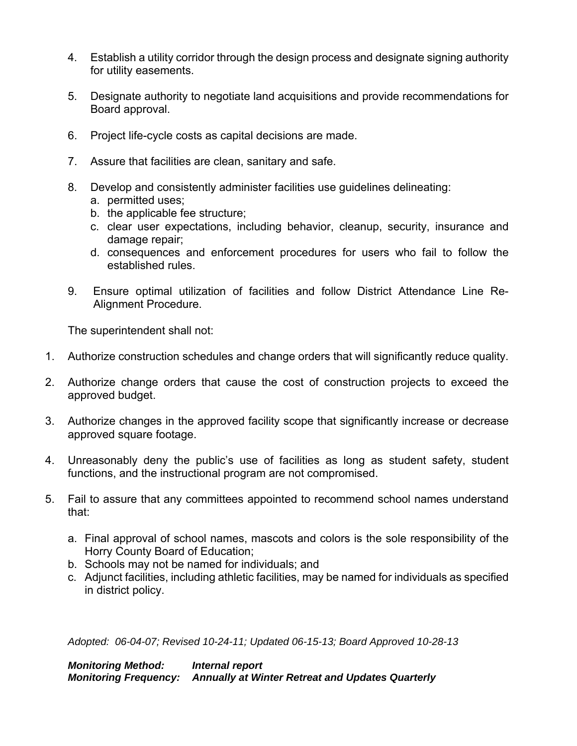4. Establish a utility corridor through the design process and designate signing authority for utility easements.

5. Designate authority to negotiate land acquisitions and provide recommendations for Board approval.

6. Project life-cycle costs as capital decisions are made.

7. Assure that facilities are clean, sanitary and safe.

8. Develop and consistently administer facilities use guidelines delineating:
   a. permitted uses;
   b. the applicable fee structure;
   c. clear user expectations, including behavior, cleanup, security, insurance and damage repair;
   d. consequences and enforcement procedures for users who fail to follow the established rules.

9. Ensure optimal utilization of facilities and follow District Attendance Line Re-Alignment Procedure.

The superintendent shall not:

1. Authorize construction schedules and change orders that will significantly reduce quality.

2. Authorize change orders that cause the cost of construction projects to exceed the approved budget.

3. Authorize changes in the approved facility scope that significantly increase or decrease approved square footage.

4. Unreasonably deny the public's use of facilities as long as student safety, student functions, and the instructional program are not compromised.

5. Fail to assure that any committees appointed to recommend school names understand that:

   a. Final approval of school names, mascots and colors is the sole responsibility of the Horry County Board of Education;
   b. Schools may not be named for individuals; and
   c. Adjunct facilities, including athletic facilities, may be named for individuals as specified in district policy.

*Adopted: 06-04-07; Revised 10-24-11; Updated 06-15-13; Board Approved 10-28-13*

***Monitoring Method:*** ***Internal report***
***Monitoring Frequency:*** ***Annually at Winter Retreat and Updates Quarterly***